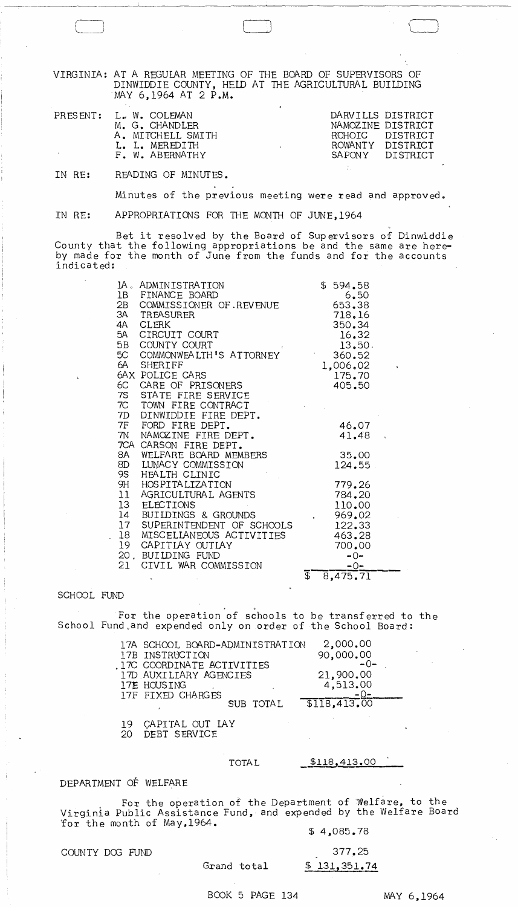VIRGINIA: AT A REGULAR MEETING OF THE BOARD OF SUPERVISORS OF DINWIDDIE COUNTY, HELD AT THE AGRICULTURAL BUILDING MAY 6,1964 AT 2 P.M.

| PRESENT: | | |
|---|---|---|
| | L. W. COLEMAN | DARVILLS DISTRICT |
| | M. G. CHANDLER | NAMOZINE DISTRICT |
| | A. MITCHELL SMITH | ROHOIC DISTRICT |
| | L. L. MEREDITH | ROWANTY DISTRICT |
| | F. W. ABERNATHY | SAPONY DISTRICT |

IN RE: READING OF MINUTES.

Minutes of the previous meeting were read and approved.

IN RE: APPROPRIATIONS FOR THE MONTH OF JUNE,1964

Bet it resolved by the Board of Supervisors of Dinwiddie County that the following appropriations be and the same are hereby made for the month of June from the funds and for the accounts indicated:

| | | |
|---|---|---|
| 1A. | ADMINISTRATION | $ 594.58 |
| 1B | FINANCE BOARD | 6.50 |
| 2B | COMMISSIONER OF.REVENUE | 653.38 |
| 3A | TREASURER | 718.16 |
| 4A | CLERK | 350.34 |
| 5A | CIRCUIT COURT | 16.32 |
| 5B | COUNTY COURT | 13.50 |
| 5C | COMMONWEALTH'S ATTORNEY | 360.52 |
| 6A | SHERIFF | 1,006.02 |
| 6AX | POLICE CARS | 175.70 |
| 6C | CARE OF PRISONERS | 405.50 |
| 7S | STATE FIRE SERVICE | |
| 7C | TOWN FIRE CONTRACT | |
| 7D | DINWIDDIE FIRE DEPT. | |
| 7F | FORD FIRE DEPT. | 46.07 |
| 7N | NAMOZINE FIRE DEPT. | 41.48 |
| 7CA | CARSON FIRE DEPT. | |
| 8A | WELFARE BOARD MEMBERS | 35.00 |
| 8D | LUNACY COMMISSION | 124.55 |
| 9S | HEALTH CLINIC | |
| 9H | HOSPITALIZATION | 779.26 |
| 11 | AGRICULTURAL AGENTS | 784.20 |
| 13 | ELECTIONS | 110.00 |
| 14 | BUILDINGS & GROUNDS | 969.02 |
| 17 | SUPERINTENDENT OF SCHOOLS | 122.33 |
| 18 | MISCELLANEOUS ACTIVITIES | 463.28 |
| 19 | CAPITLAY OUTLAY | 700.00 |
| 20. | BUILDING FUND | -0- |
| 21 | CIVIL WAR COMMISSION | -0- |
| | | $ 8,475.71 |

SCHOOL FUND

For the operation of schools to be transferred to the School Fund and expended only on order of the School Board:

| | | |
|---|---|---|
| 17A | SCHOOL BOARD-ADMINISTRATION | 2,000.00 |
| 17B | INSTRUCTION | 90,000.00 |
| 17C | COORDINATE ACTIVITIES | -0- |
| 17D | AUXILIARY AGENCIES | 21,900.00 |
| 17E | HOUSING | 4,513.00 |
| 17F | FIXED CHARGES | -0- |
| | SUB TOTAL | $118,413.00 |
| 19 | CAPITAL OUT LAY | |
| 20 | DEBT SERVICE | |
| | TOTAL | $118,413.00 |

DEPARTMENT OF WELFARE

For the operation of the Department of Welfare, to the Virginia Public Assistance Fund, and expended by the Welfare Board for the month of May,1964.

$ 4,085.78

COUNTY DOG FUND 377.25

Grand total $ 131,351.74

BOOK 5 PAGE 134 MAY 6,1964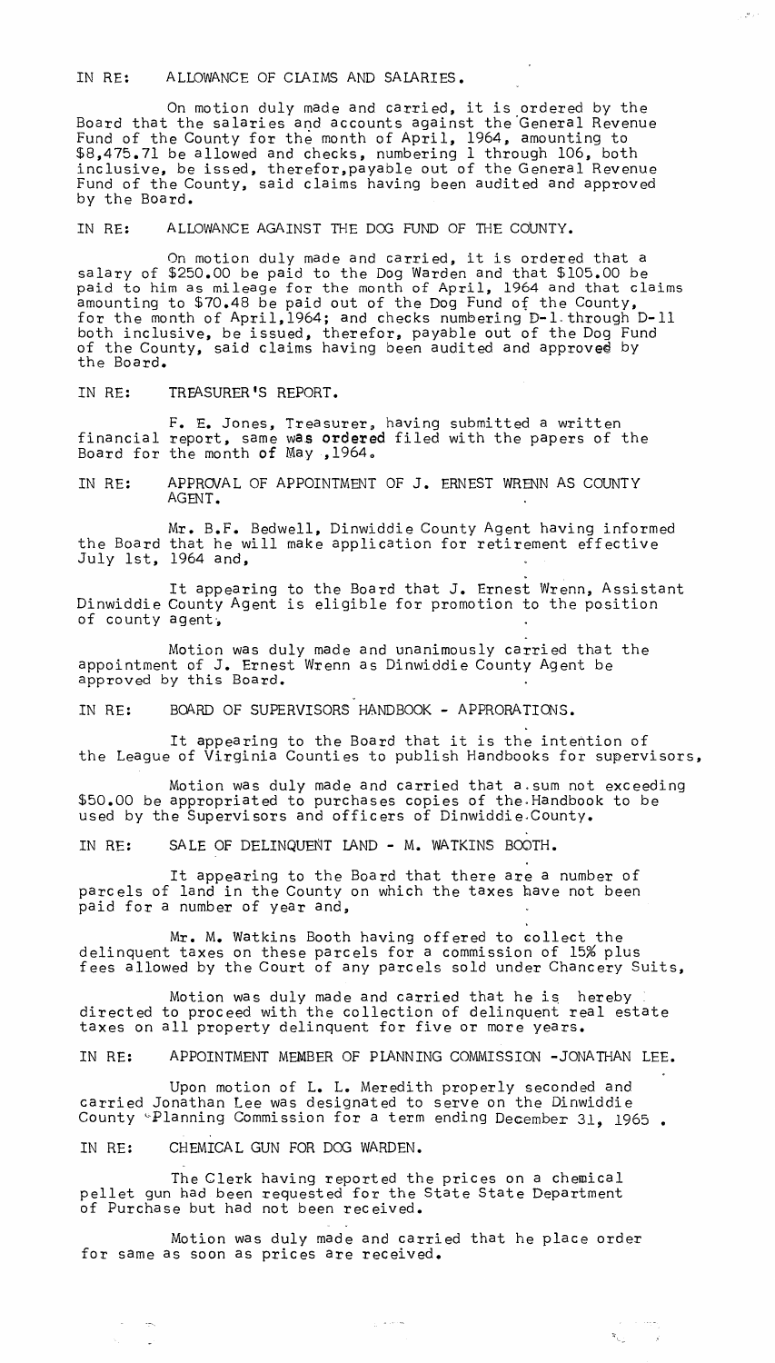IN RE: ALLOWANCE OF CLAIMS AND SALARIES.

On motion duly made and carried, it is ordered by the Board that the salaries and accounts against the General Revenue Fund of the County for the month of April, 1964, amounting to $8,475.71 be allowed and checks, numbering 1 through 106, both inclusive, be issed, therefor, payable out of the General Revenue Fund of the County, said claims having been audited and approved by the Board.

IN RE: ALLOWANCE AGAINST THE DOG FUND OF THE COUNTY.

On motion duly made and carried, it is ordered that a salary of $250.00 be paid to the Dog Warden and that $105.00 be paid to him as mileage for the month of April, 1964 and that claims amounting to $70.48 be paid out of the Dog Fund of the County, for the month of April,1964; and checks numbering D-1 through D-11 both inclusive, be issued, therefor, payable out of the Dog Fund of the County, said claims having been audited and approved by the Board.

IN RE: TREASURER'S REPORT.

F. E. Jones, Treasurer, having submitted a written financial report, same was ordered filed with the papers of the Board for the month of May ,1964.

IN RE: APPROVAL OF APPOINTMENT OF J. ERNEST WRENN AS COUNTY AGENT.

Mr. B.F. Bedwell, Dinwiddie County Agent having informed the Board that he will make application for retirement effective July 1st, 1964 and,

It appearing to the Board that J. Ernest Wrenn, Assistant Dinwiddie County Agent is eligible for promotion to the position of county agent,

Motion was duly made and unanimously carried that the appointment of J. Ernest Wrenn as Dinwiddie County Agent be approved by this Board.

IN RE: BOARD OF SUPERVISORS HANDBOOK - APPRORATIONS.

It appearing to the Board that it is the intention of the League of Virginia Counties to publish Handbooks for supervisors,

Motion was duly made and carried that a sum not exceeding $50.00 be appropriated to purchases copies of the Handbook to be used by the Supervisors and officers of Dinwiddie County.

IN RE: SALE OF DELINQUENT LAND - M. WATKINS BOOTH.

It appearing to the Board that there are a number of parcels of land in the County on which the taxes have not been paid for a number of year and,

Mr. M. Watkins Booth having offered to collect the delinquent taxes on these parcels for a commission of 15% plus fees allowed by the Court of any parcels sold under Chancery Suits,

Motion was duly made and carried that he is hereby directed to proceed with the collection of delinquent real estate taxes on all property delinquent for five or more years.

IN RE: APPOINTMENT MEMBER OF PLANNING COMMISSION -JONATHAN LEE.

Upon motion of L. L. Meredith properly seconded and carried Jonathan Lee was designated to serve on the Dinwiddie County Planning Commission for a term ending December 31, 1965 .

IN RE: CHEMICAL GUN FOR DOG WARDEN.

The Clerk having reported the prices on a chemical pellet gun had been requested for the State State Department of Purchase but had not been received.

Motion was duly made and carried that he place order for same as soon as prices are received.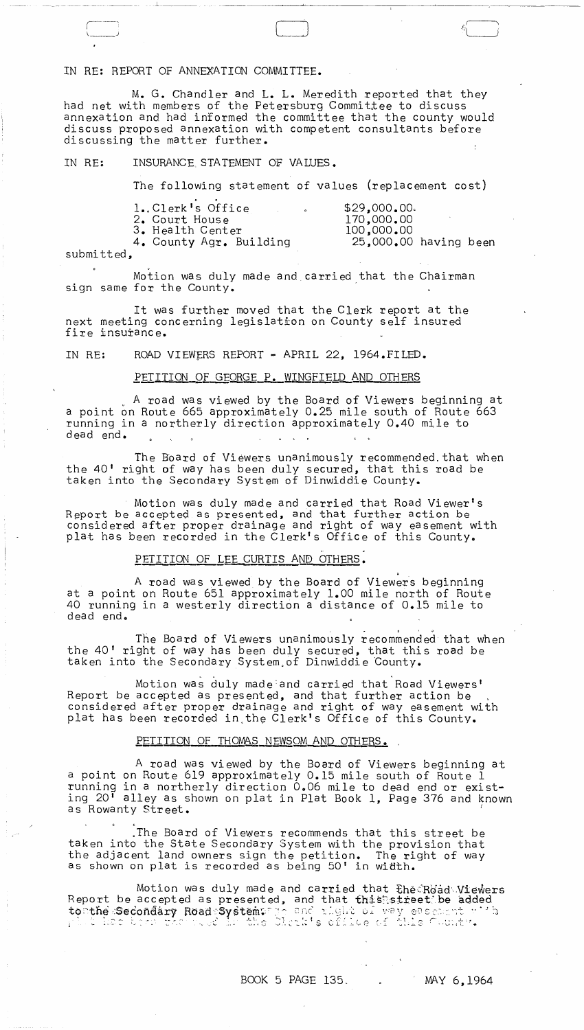IN RE: REPORT OF ANNEXATION COMMITTEE.

M. G. Chandler and L. L. Meredith reported that they had net with members of the Petersburg Committee to discuss annexation and had informed the committee that the county would discuss proposed annexation with competent consultants before discussing the matter further.

IN RE: INSURANCE STATEMENT OF VALUES.

The following statement of values (replacement cost)

| | |
|---|---|
| 1. Clerk's Office | $29,000.00 |
| 2. Court House | 170,000.00 |
| 3. Health Center | 100,000.00 |
| 4. County Agr. Building | 25,000.00 having been |

submitted,

Motion was duly made and carried that the Chairman sign same for the County.

It was further moved that the Clerk report at the next meeting concerning legislation on County self insured fire insurance.

IN RE: ROAD VIEWERS REPORT - APRIL 22, 1964. FILED.

PETITION OF GEORGE P. WINGFIELD AND OTHERS

A road was viewed by the Board of Viewers beginning at a point on Route 665 approximately 0.25 mile south of Route 663 running in a northerly direction approximately 0.40 mile to dead end.

The Board of Viewers unanimously recommended that when the 40' right of way has been duly secured, that this road be taken into the Secondary System of Dinwiddie County.

Motion was duly made and carried that Road Viewer's Report be accepted as presented, and that further action be considered after proper drainage and right of way easement with plat has been recorded in the Clerk's Office of this County.

PETITION OF LEE CURTIS AND OTHERS.

A road was viewed by the Board of Viewers beginning at a point on Route 651 approximately 1.00 mile north of Route 40 running in a westerly direction a distance of 0.15 mile to dead end.

The Board of Viewers unanimously recommended that when the 40' right of way has been duly secured, that this road be taken into the Secondary System of Dinwiddie County.

Motion was duly made and carried that Road Viewers' Report be accepted as presented, and that further action be considered after proper drainage and right of way easement with plat has been recorded in the Clerk's Office of this County.

PETITION OF THOMAS NEWSOM AND OTHERS.

A road was viewed by the Board of Viewers beginning at a point on Route 619 approximately 0.15 mile south of Route 1 running in a northerly direction 0.06 mile to dead end or existing 20' alley as shown on plat in Plat Book 1, Page 376 and known as Rowanty Street.

The Board of Viewers recommends that this street be taken into the State Secondary System with the provision that the adjacent land owners sign the petition. The right of way as shown on plat is recorded as being 50' in width.

Motion was duly made and carried that the Road Viewers Report be accepted as presented, and that this street be added to the Secondary Road System and right of way easement with plat has been recorded in the Clerk's office of this County.

BOOK 5 PAGE 135. MAY 6, 1964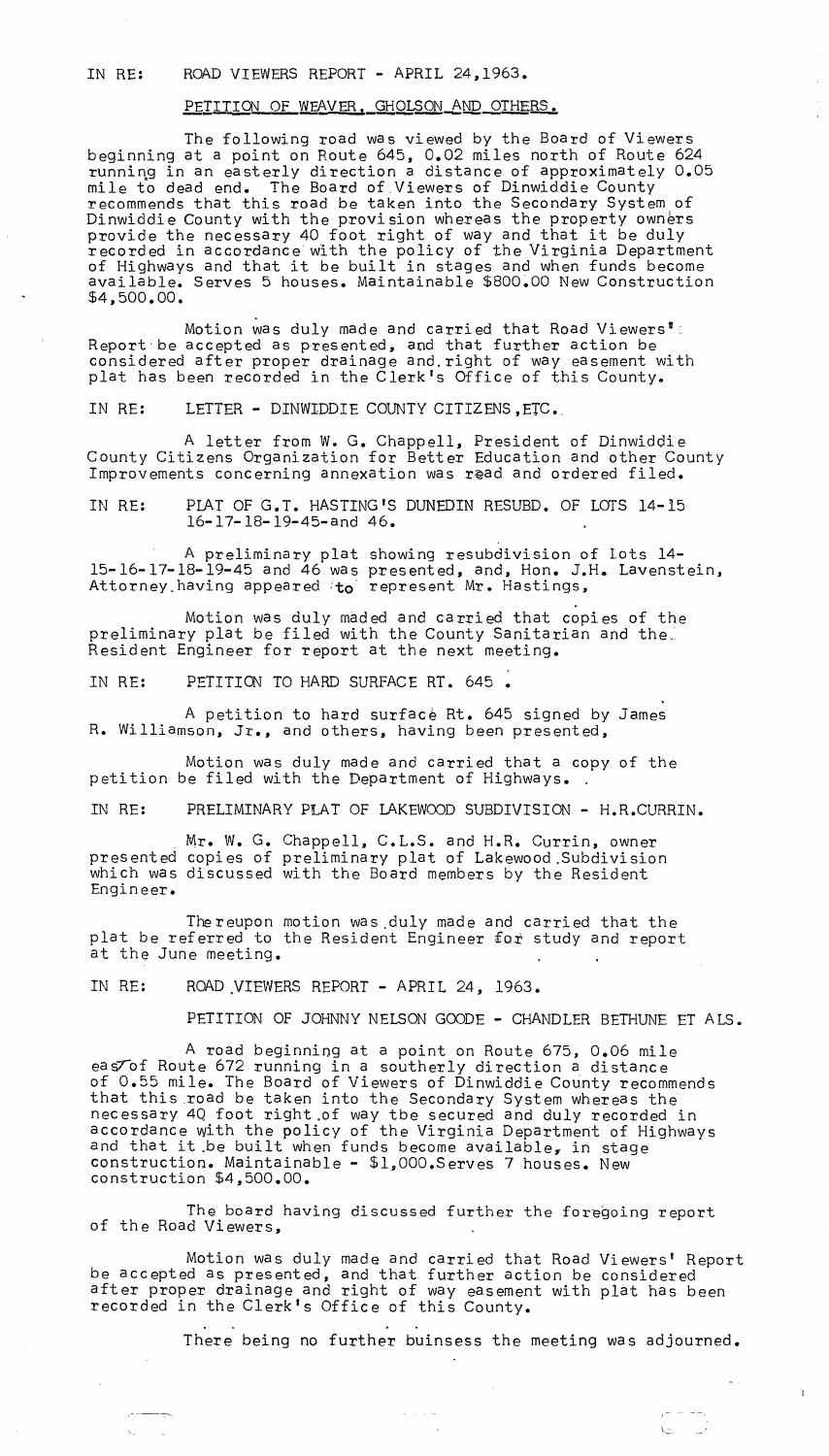IN RE: ROAD VIEWERS REPORT - APRIL 24,1963.

PETITION OF WEAVER, GHOLSON AND OTHERS.

The following road was viewed by the Board of Viewers beginning at a point on Route 645, 0.02 miles north of Route 624 running in an easterly direction a distance of approximately 0.05 mile to dead end. The Board of Viewers of Dinwiddie County recommends that this road be taken into the Secondary System of Dinwiddie County with the provision whereas the property owners provide the necessary 40 foot right of way and that it be duly recorded in accordance with the policy of the Virginia Department of Highways and that it be built in stages and when funds become available. Serves 5 houses. Maintainable $800.00 New Construction $4,500.00.

Motion was duly made and carried that Road Viewers' Report be accepted as presented, and that further action be considered after proper drainage and right of way easement with plat has been recorded in the Clerk's Office of this County.

IN RE: LETTER - DINWIDDIE COUNTY CITIZENS,ETC.

A letter from W. G. Chappell, President of Dinwiddie County Citizens Organization for Better Education and other County Improvements concerning annexation was read and ordered filed.

IN RE: PLAT OF G.T. HASTING'S DUNEDIN RESUBD. OF LOTS 14-15 16-17-18-19-45-and 46.

A preliminary plat showing resubdivision of lots 14-15-16-17-18-19-45 and 46 was presented, and, Hon. J.H. Lavenstein, Attorney having appeared to represent Mr. Hastings,

Motion was duly maded and carried that copies of the preliminary plat be filed with the County Sanitarian and the Resident Engineer for report at the next meeting.

IN RE: PETITION TO HARD SURFACE RT. 645 .

A petition to hard surface Rt. 645 signed by James R. Williamson, Jr., and others, having been presented,

Motion was duly made and carried that a copy of the petition be filed with the Department of Highways.

IN RE: PRELIMINARY PLAT OF LAKEWOOD SUBDIVISION - H.R.CURRIN.

Mr. W. G. Chappell, C.L.S. and H.R. Currin, owner presented copies of preliminary plat of Lakewood Subdivision which was discussed with the Board members by the Resident Engineer.

Thereupon motion was duly made and carried that the plat be referred to the Resident Engineer for study and report at the June meeting.

IN RE: ROAD VIEWERS REPORT - APRIL 24, 1963.

PETITION OF JOHNNY NELSON GOODE - CHANDLER BETHUNE ET ALS.

A road beginning at a point on Route 675, 0.06 mile east of Route 672 running in a southerly direction a distance of 0.55 mile. The Board of Viewers of Dinwiddie County recommends that this road be taken into the Secondary System whereas the necessary 40 foot right of way tbe secured and duly recorded in accordance with the policy of the Virginia Department of Highways and that it be built when funds become available, in stage construction. Maintainable - $1,000.Serves 7 houses. New construction $4,500.00.

The board having discussed further the foregoing report of the Road Viewers,

Motion was duly made and carried that Road Viewers' Report be accepted as presented, and that further action be considered after proper drainage and right of way easement with plat has been recorded in the Clerk's Office of this County.

There being no further buinsess the meeting was adjourned.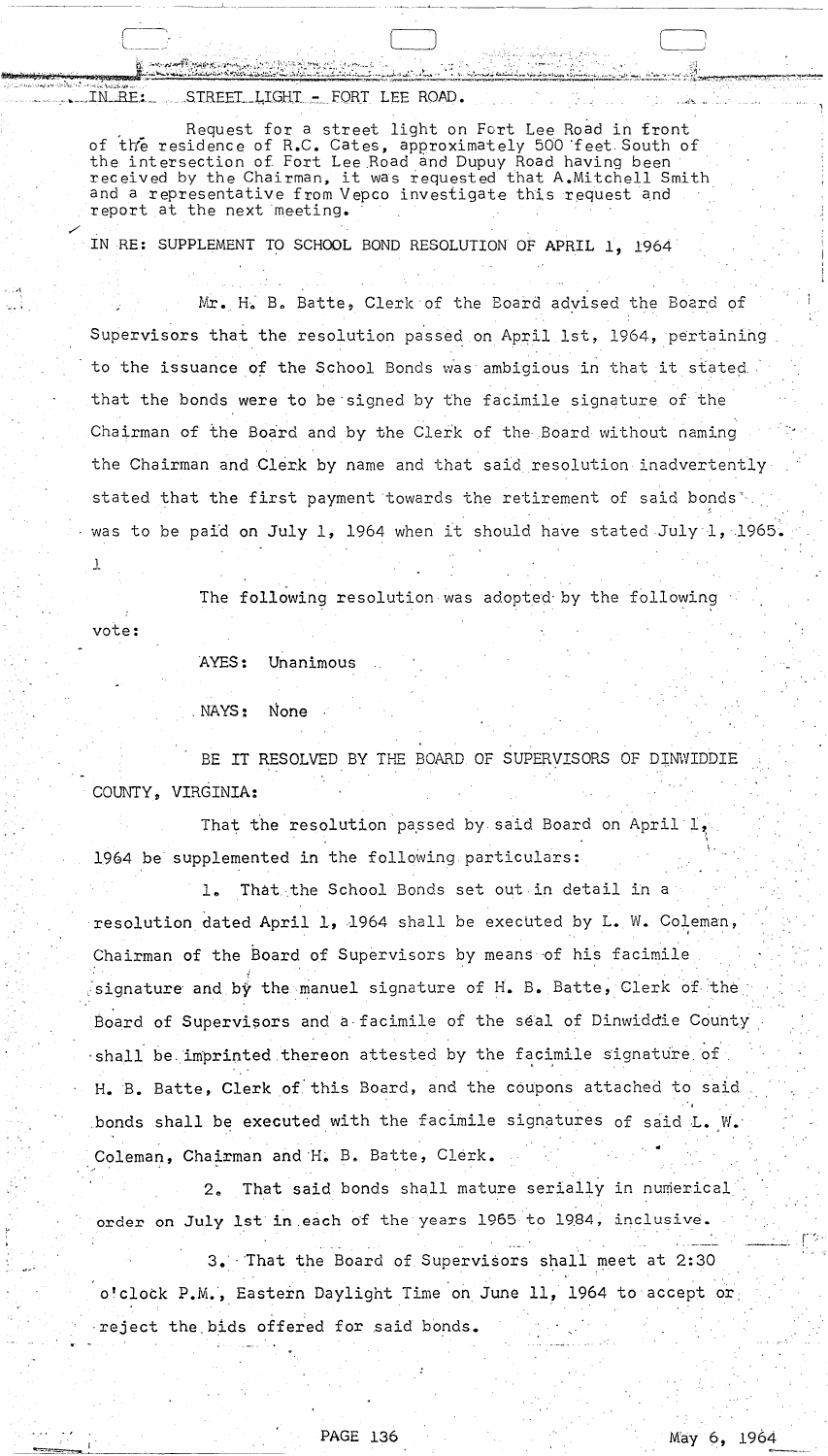IN RE: STREET LIGHT - FORT LEE ROAD.

Request for a street light on Fort Lee Road in front of the residence of R.C. Cates, approximately 500 feet South of the intersection of Fort Lee Road and Dupuy Road having been received by the Chairman, it was requested that A.Mitchell Smith and a representative from Vepco investigate this request and report at the next meeting.

IN RE: SUPPLEMENT TO SCHOOL BOND RESOLUTION OF APRIL 1, 1964

Mr. H. B. Batte, Clerk of the Board advised the Board of Supervisors that the resolution passed on April 1st, 1964, pertaining to the issuance of the School Bonds was ambigious in that it stated that the bonds were to be signed by the facimile signature of the Chairman of the Board and by the Clerk of the Board without naming the Chairman and Clerk by name and that said resolution inadvertently stated that the first payment towards the retirement of said bonds was to be paid on July 1, 1964 when it should have stated July 1, 1965.

The following resolution was adopted by the following vote:

AYES: Unanimous

NAYS: None

BE IT RESOLVED BY THE BOARD OF SUPERVISORS OF DINWIDDIE COUNTY, VIRGINIA:

That the resolution passed by said Board on April 1, 1964 be supplemented in the following particulars:

1. That the School Bonds set out in detail in a resolution dated April 1, 1964 shall be executed by L. W. Coleman, Chairman of the Board of Supervisors by means of his facimile signature and by the manuel signature of H. B. Batte, Clerk of the Board of Supervisors and a facimile of the seal of Dinwiddie County shall be imprinted thereon attested by the facimile signature of H. B. Batte, Clerk of this Board, and the coupons attached to said bonds shall be executed with the facimile signatures of said L. W. Coleman, Chairman and H. B. Batte, Clerk.

2. That said bonds shall mature serially in numerical order on July 1st in each of the years 1965 to 1984, inclusive.

3. That the Board of Supervisors shall meet at 2:30 o'clock P.M., Eastern Daylight Time on June 11, 1964 to accept or reject the bids offered for said bonds.

May 6, 1964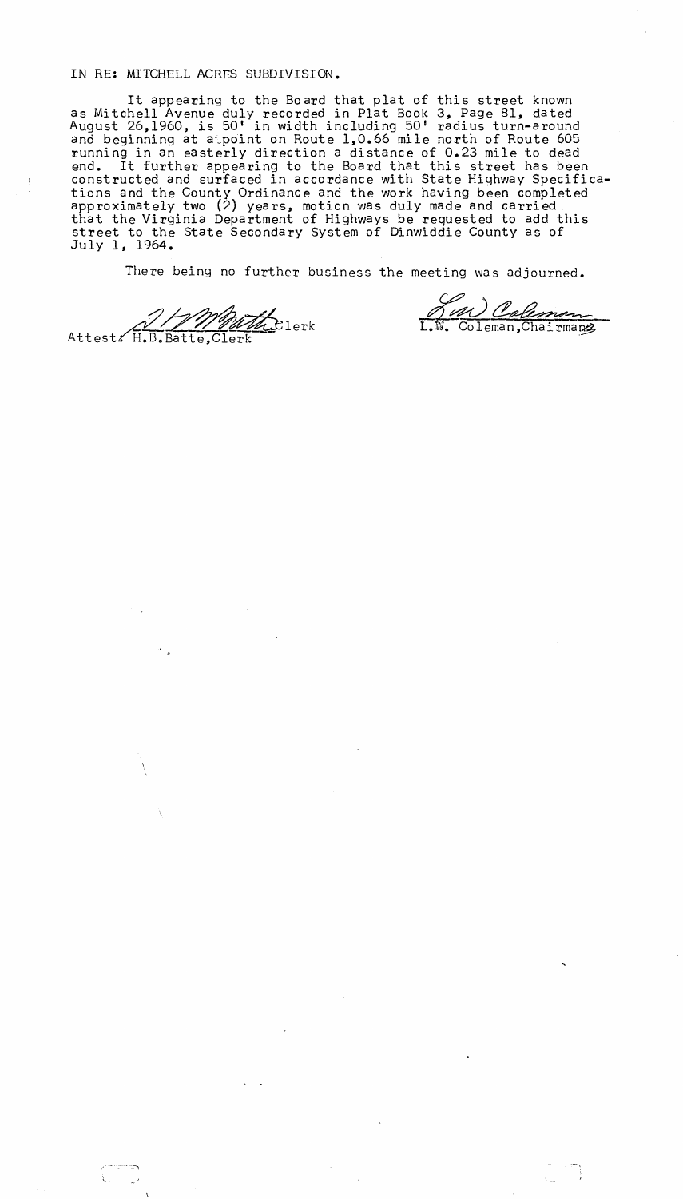IN RE: MITCHELL ACRES SUBDIVISION.

It appearing to the Board that plat of this street known as Mitchell Avenue duly recorded in Plat Book 3, Page 81, dated August 26,1960, is 50' in width including 50' radius turn-around and beginning at a point on Route 1,0.66 mile north of Route 605 running in an easterly direction a distance of 0.23 mile to dead end. It further appearing to the Board that this street has been constructed and surfaced in accordance with State Highway Specifications and the County Ordinance and the work having been completed approximately two (2) years, motion was duly made and carried that the Virginia Department of Highways be requested to add this street to the State Secondary System of Dinwiddie County as of July 1, 1964.

There being no further business the meeting was adjourned.

H.B. Batte Clerk
Attest: H.B.Batte,Clerk

L.W. Coleman
L.W. Coleman,Chairman